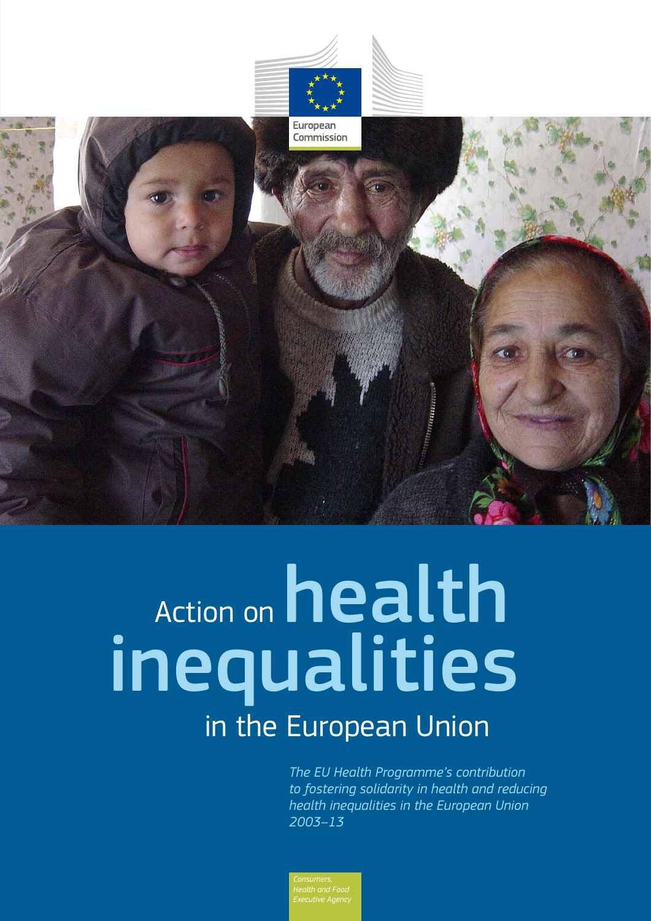European Commission

# Action on health inequalities in the European Union

*The EU Health Programme's contribution to fostering solidarity in health and reducing health inequalities in the European Union 2003–13*

*Consumers, Health and Food Executive Agency*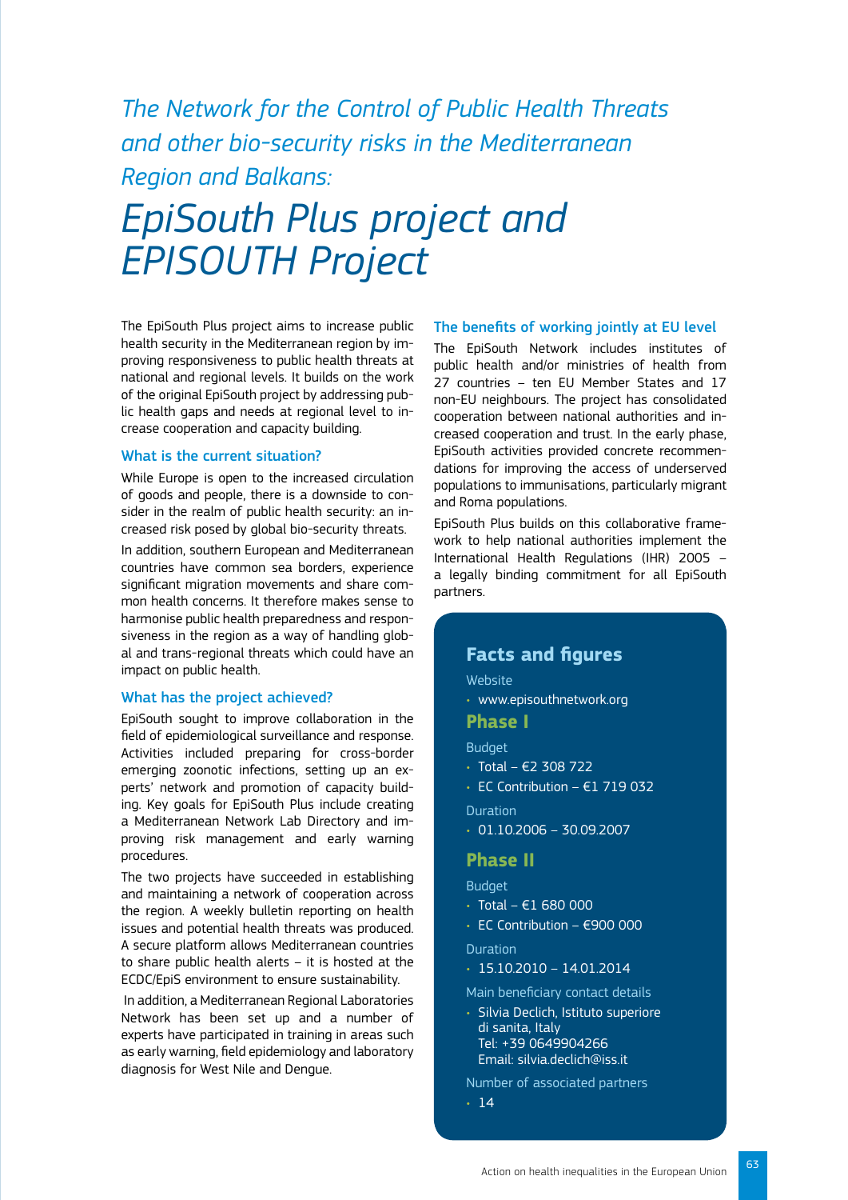*The Network for the Control of Public Health Threats and other bio-security risks in the Mediterranean Region and Balkans:*

# *EpiSouth Plus project and EPISOUTH Project*

The EpiSouth Plus project aims to increase public health security in the Mediterranean region by improving responsiveness to public health threats at national and regional levels. It builds on the work of the original EpiSouth project by addressing public health gaps and needs at regional level to increase cooperation and capacity building.

### What is the current situation?

While Europe is open to the increased circulation of goods and people, there is a downside to consider in the realm of public health security: an increased risk posed by global bio-security threats.

In addition, southern European and Mediterranean countries have common sea borders, experience significant migration movements and share common health concerns. It therefore makes sense to harmonise public health preparedness and responsiveness in the region as a way of handling global and trans-regional threats which could have an impact on public health.

### What has the project achieved?

EpiSouth sought to improve collaboration in the field of epidemiological surveillance and response. Activities included preparing for cross-border emerging zoonotic infections, setting up an experts' network and promotion of capacity building. Key goals for EpiSouth Plus include creating a Mediterranean Network Lab Directory and improving risk management and early warning procedures.

The two projects have succeeded in establishing and maintaining a network of cooperation across the region. A weekly bulletin reporting on health issues and potential health threats was produced. A secure platform allows Mediterranean countries to share public health alerts – it is hosted at the ECDC/EpiS environment to ensure sustainability.

In addition, a Mediterranean Regional Laboratories Network has been set up and a number of experts have participated in training in areas such as early warning, field epidemiology and laboratory diagnosis for West Nile and Dengue.

### The benefits of working jointly at EU level

The EpiSouth Network includes institutes of public health and/or ministries of health from 27 countries – ten EU Member States and 17 non-EU neighbours. The project has consolidated cooperation between national authorities and increased cooperation and trust. In the early phase, EpiSouth activities provided concrete recommendations for improving the access of underserved populations to immunisations, particularly migrant and Roma populations.

EpiSouth Plus builds on this collaborative framework to help national authorities implement the International Health Regulations (IHR) 2005 – a legally binding commitment for all EpiSouth partners.

## Facts and figures

Website

- www.episouthnetwork.org

### Phase I

Budget

- Total – €2 308 722
- EC Contribution – €1 719 032

Duration

- 01.10.2006 – 30.09.2007

### Phase II

Budget

- Total – €1 680 000
- EC Contribution – €900 000

Duration

- 15.10.2010 – 14.01.2014

Main beneficiary contact details

- Silvia Declich, Istituto superiore di sanita, Italy
  Tel: +39 0649904266
  Email: silvia.declich@iss.it

Number of associated partners

- 14